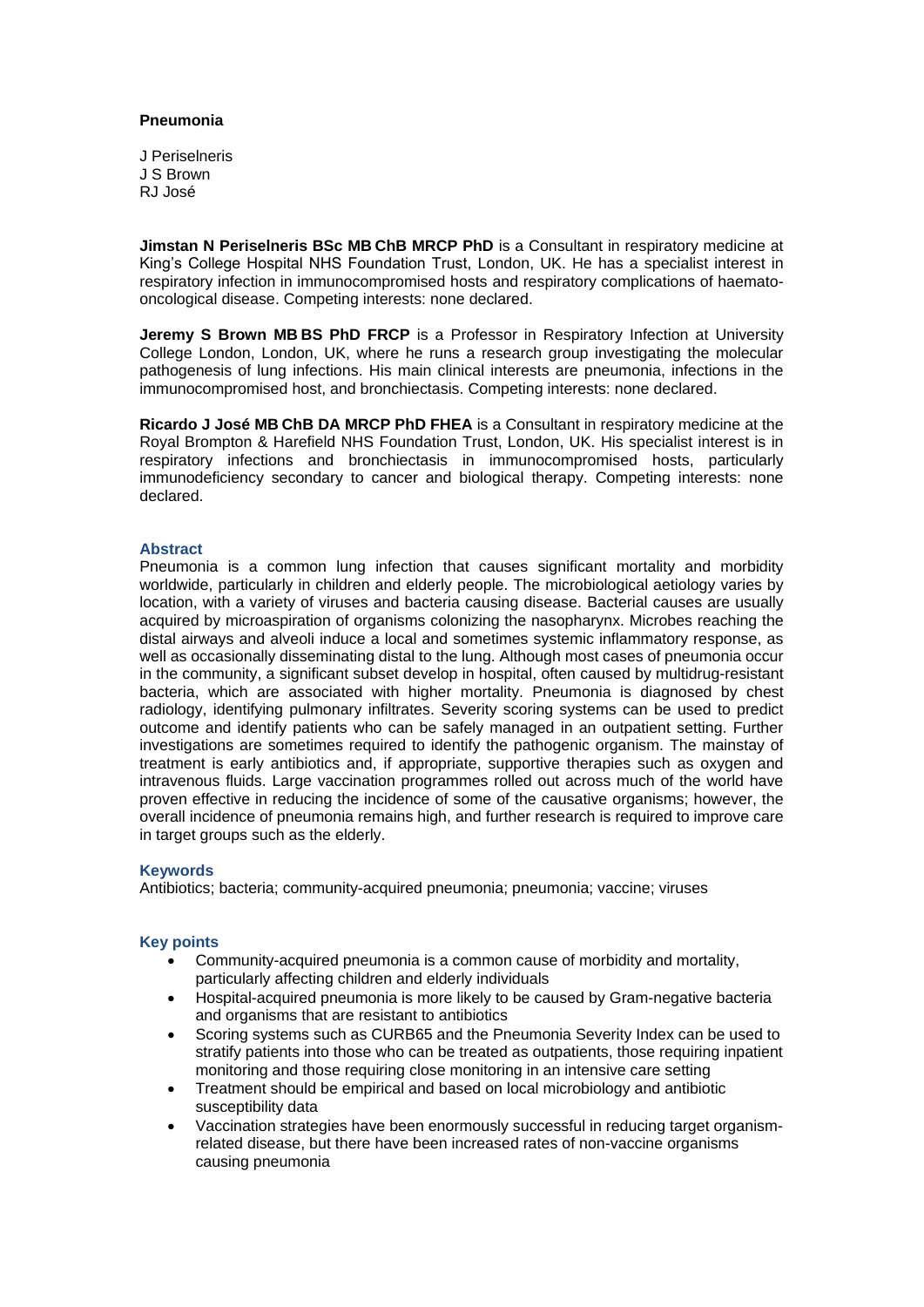# Pneumonia

J Periselneris
J S Brown
RJ José

**Jimstan N Periselneris BSc MB ChB MRCP PhD** is a Consultant in respiratory medicine at King's College Hospital NHS Foundation Trust, London, UK. He has a specialist interest in respiratory infection in immunocompromised hosts and respiratory complications of haemato-oncological disease. Competing interests: none declared.

**Jeremy S Brown MB BS PhD FRCP** is a Professor in Respiratory Infection at University College London, London, UK, where he runs a research group investigating the molecular pathogenesis of lung infections. His main clinical interests are pneumonia, infections in the immunocompromised host, and bronchiectasis. Competing interests: none declared.

**Ricardo J José MB ChB DA MRCP PhD FHEA** is a Consultant in respiratory medicine at the Royal Brompton & Harefield NHS Foundation Trust, London, UK. His specialist interest is in respiratory infections and bronchiectasis in immunocompromised hosts, particularly immunodeficiency secondary to cancer and biological therapy. Competing interests: none declared.

## Abstract

Pneumonia is a common lung infection that causes significant mortality and morbidity worldwide, particularly in children and elderly people. The microbiological aetiology varies by location, with a variety of viruses and bacteria causing disease. Bacterial causes are usually acquired by microaspiration of organisms colonizing the nasopharynx. Microbes reaching the distal airways and alveoli induce a local and sometimes systemic inflammatory response, as well as occasionally disseminating distal to the lung. Although most cases of pneumonia occur in the community, a significant subset develop in hospital, often caused by multidrug-resistant bacteria, which are associated with higher mortality. Pneumonia is diagnosed by chest radiology, identifying pulmonary infiltrates. Severity scoring systems can be used to predict outcome and identify patients who can be safely managed in an outpatient setting. Further investigations are sometimes required to identify the pathogenic organism. The mainstay of treatment is early antibiotics and, if appropriate, supportive therapies such as oxygen and intravenous fluids. Large vaccination programmes rolled out across much of the world have proven effective in reducing the incidence of some of the causative organisms; however, the overall incidence of pneumonia remains high, and further research is required to improve care in target groups such as the elderly.

## Keywords

Antibiotics; bacteria; community-acquired pneumonia; pneumonia; vaccine; viruses

## Key points

- Community-acquired pneumonia is a common cause of morbidity and mortality, particularly affecting children and elderly individuals
- Hospital-acquired pneumonia is more likely to be caused by Gram-negative bacteria and organisms that are resistant to antibiotics
- Scoring systems such as CURB65 and the Pneumonia Severity Index can be used to stratify patients into those who can be treated as outpatients, those requiring inpatient monitoring and those requiring close monitoring in an intensive care setting
- Treatment should be empirical and based on local microbiology and antibiotic susceptibility data
- Vaccination strategies have been enormously successful in reducing target organism-related disease, but there have been increased rates of non-vaccine organisms causing pneumonia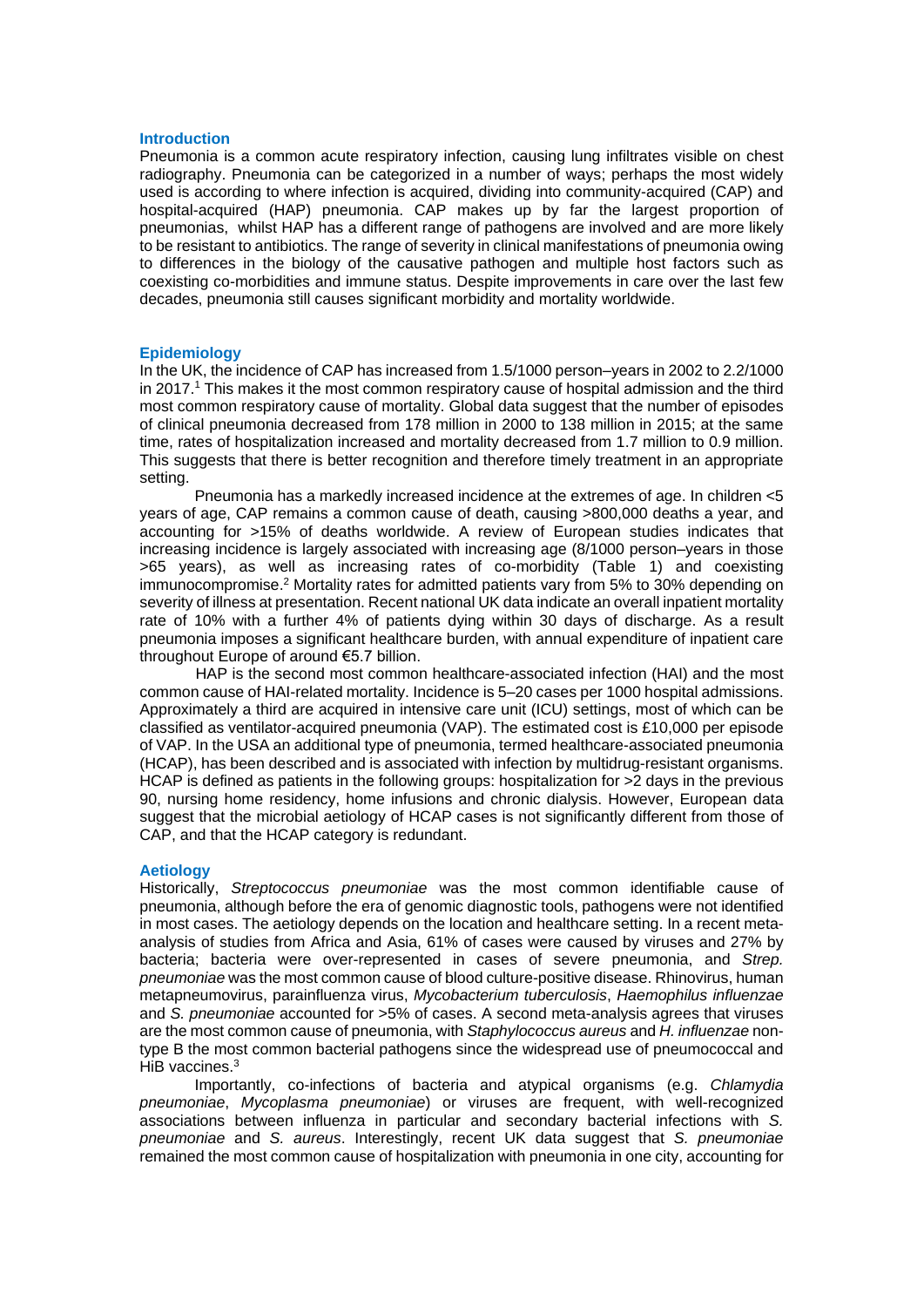## Introduction

Pneumonia is a common acute respiratory infection, causing lung infiltrates visible on chest radiography. Pneumonia can be categorized in a number of ways; perhaps the most widely used is according to where infection is acquired, dividing into community-acquired (CAP) and hospital-acquired (HAP) pneumonia. CAP makes up by far the largest proportion of pneumonias, whilst HAP has a different range of pathogens are involved and are more likely to be resistant to antibiotics. The range of severity in clinical manifestations of pneumonia owing to differences in the biology of the causative pathogen and multiple host factors such as coexisting co-morbidities and immune status. Despite improvements in care over the last few decades, pneumonia still causes significant morbidity and mortality worldwide.

## Epidemiology

In the UK, the incidence of CAP has increased from 1.5/1000 person–years in 2002 to 2.2/1000 in 2017.[1] This makes it the most common respiratory cause of hospital admission and the third most common respiratory cause of mortality. Global data suggest that the number of episodes of clinical pneumonia decreased from 178 million in 2000 to 138 million in 2015; at the same time, rates of hospitalization increased and mortality decreased from 1.7 million to 0.9 million. This suggests that there is better recognition and therefore timely treatment in an appropriate setting.

Pneumonia has a markedly increased incidence at the extremes of age. In children <5 years of age, CAP remains a common cause of death, causing >800,000 deaths a year, and accounting for >15% of deaths worldwide. A review of European studies indicates that increasing incidence is largely associated with increasing age (8/1000 person–years in those >65 years), as well as increasing rates of co-morbidity (Table 1) and coexisting immunocompromise.[2] Mortality rates for admitted patients vary from 5% to 30% depending on severity of illness at presentation. Recent national UK data indicate an overall inpatient mortality rate of 10% with a further 4% of patients dying within 30 days of discharge. As a result pneumonia imposes a significant healthcare burden, with annual expenditure of inpatient care throughout Europe of around €5.7 billion.

HAP is the second most common healthcare-associated infection (HAI) and the most common cause of HAI-related mortality. Incidence is 5–20 cases per 1000 hospital admissions. Approximately a third are acquired in intensive care unit (ICU) settings, most of which can be classified as ventilator-acquired pneumonia (VAP). The estimated cost is £10,000 per episode of VAP. In the USA an additional type of pneumonia, termed healthcare-associated pneumonia (HCAP), has been described and is associated with infection by multidrug-resistant organisms. HCAP is defined as patients in the following groups: hospitalization for >2 days in the previous 90, nursing home residency, home infusions and chronic dialysis. However, European data suggest that the microbial aetiology of HCAP cases is not significantly different from those of CAP, and that the HCAP category is redundant.

## Aetiology

Historically, *Streptococcus pneumoniae* was the most common identifiable cause of pneumonia, although before the era of genomic diagnostic tools, pathogens were not identified in most cases. The aetiology depends on the location and healthcare setting. In a recent meta-analysis of studies from Africa and Asia, 61% of cases were caused by viruses and 27% by bacteria; bacteria were over-represented in cases of severe pneumonia, and *Strep. pneumoniae* was the most common cause of blood culture-positive disease. Rhinovirus, human metapneumovirus, parainfluenza virus, *Mycobacterium tuberculosis*, *Haemophilus influenzae* and *S. pneumoniae* accounted for >5% of cases. A second meta-analysis agrees that viruses are the most common cause of pneumonia, with *Staphylococcus aureus* and *H. influenzae* non-type B the most common bacterial pathogens since the widespread use of pneumococcal and HiB vaccines.[3]

Importantly, co-infections of bacteria and atypical organisms (e.g. *Chlamydia pneumoniae*, *Mycoplasma pneumoniae*) or viruses are frequent, with well-recognized associations between influenza in particular and secondary bacterial infections with *S. pneumoniae* and *S. aureus*. Interestingly, recent UK data suggest that *S. pneumoniae* remained the most common cause of hospitalization with pneumonia in one city, accounting for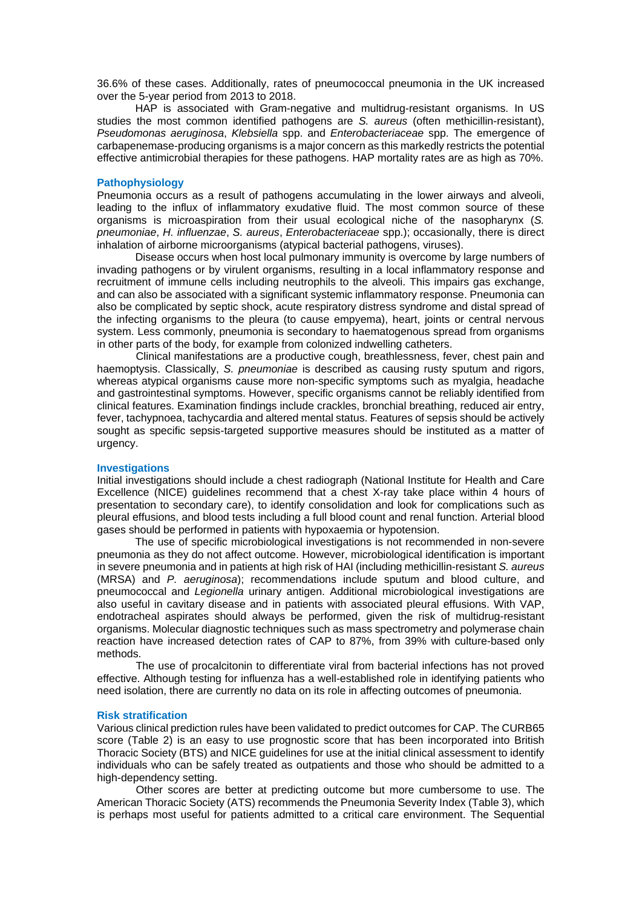36.6% of these cases. Additionally, rates of pneumococcal pneumonia in the UK increased over the 5-year period from 2013 to 2018.

HAP is associated with Gram-negative and multidrug-resistant organisms. In US studies the most common identified pathogens are *S. aureus* (often methicillin-resistant), *Pseudomonas aeruginosa*, *Klebsiella* spp. and *Enterobacteriaceae* spp. The emergence of carbapenemase-producing organisms is a major concern as this markedly restricts the potential effective antimicrobial therapies for these pathogens. HAP mortality rates are as high as 70%.

## Pathophysiology

Pneumonia occurs as a result of pathogens accumulating in the lower airways and alveoli, leading to the influx of inflammatory exudative fluid. The most common source of these organisms is microaspiration from their usual ecological niche of the nasopharynx (*S. pneumoniae*, *H. influenzae*, *S. aureus*, *Enterobacteriaceae* spp.); occasionally, there is direct inhalation of airborne microorganisms (atypical bacterial pathogens, viruses).

Disease occurs when host local pulmonary immunity is overcome by large numbers of invading pathogens or by virulent organisms, resulting in a local inflammatory response and recruitment of immune cells including neutrophils to the alveoli. This impairs gas exchange, and can also be associated with a significant systemic inflammatory response. Pneumonia can also be complicated by septic shock, acute respiratory distress syndrome and distal spread of the infecting organisms to the pleura (to cause empyema), heart, joints or central nervous system. Less commonly, pneumonia is secondary to haematogenous spread from organisms in other parts of the body, for example from colonized indwelling catheters.

Clinical manifestations are a productive cough, breathlessness, fever, chest pain and haemoptysis. Classically, *S. pneumoniae* is described as causing rusty sputum and rigors, whereas atypical organisms cause more non-specific symptoms such as myalgia, headache and gastrointestinal symptoms. However, specific organisms cannot be reliably identified from clinical features. Examination findings include crackles, bronchial breathing, reduced air entry, fever, tachypnoea, tachycardia and altered mental status. Features of sepsis should be actively sought as specific sepsis-targeted supportive measures should be instituted as a matter of urgency.

## Investigations

Initial investigations should include a chest radiograph (National Institute for Health and Care Excellence (NICE) guidelines recommend that a chest X-ray take place within 4 hours of presentation to secondary care), to identify consolidation and look for complications such as pleural effusions, and blood tests including a full blood count and renal function. Arterial blood gases should be performed in patients with hypoxaemia or hypotension.

The use of specific microbiological investigations is not recommended in non-severe pneumonia as they do not affect outcome. However, microbiological identification is important in severe pneumonia and in patients at high risk of HAI (including methicillin-resistant *S. aureus* (MRSA) and *P. aeruginosa*); recommendations include sputum and blood culture, and pneumococcal and *Legionella* urinary antigen. Additional microbiological investigations are also useful in cavitary disease and in patients with associated pleural effusions. With VAP, endotracheal aspirates should always be performed, given the risk of multidrug-resistant organisms. Molecular diagnostic techniques such as mass spectrometry and polymerase chain reaction have increased detection rates of CAP to 87%, from 39% with culture-based only methods.

The use of procalcitonin to differentiate viral from bacterial infections has not proved effective. Although testing for influenza has a well-established role in identifying patients who need isolation, there are currently no data on its role in affecting outcomes of pneumonia.

## Risk stratification

Various clinical prediction rules have been validated to predict outcomes for CAP. The CURB65 score (Table 2) is an easy to use prognostic score that has been incorporated into British Thoracic Society (BTS) and NICE guidelines for use at the initial clinical assessment to identify individuals who can be safely treated as outpatients and those who should be admitted to a high-dependency setting.

Other scores are better at predicting outcome but more cumbersome to use. The American Thoracic Society (ATS) recommends the Pneumonia Severity Index (Table 3), which is perhaps most useful for patients admitted to a critical care environment. The Sequential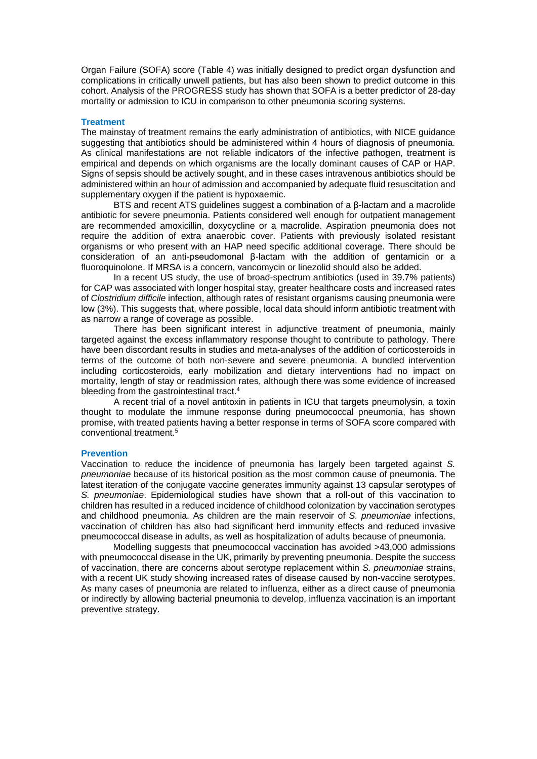Organ Failure (SOFA) score (Table 4) was initially designed to predict organ dysfunction and complications in critically unwell patients, but has also been shown to predict outcome in this cohort. Analysis of the PROGRESS study has shown that SOFA is a better predictor of 28-day mortality or admission to ICU in comparison to other pneumonia scoring systems.

## Treatment

The mainstay of treatment remains the early administration of antibiotics, with NICE guidance suggesting that antibiotics should be administered within 4 hours of diagnosis of pneumonia. As clinical manifestations are not reliable indicators of the infective pathogen, treatment is empirical and depends on which organisms are the locally dominant causes of CAP or HAP. Signs of sepsis should be actively sought, and in these cases intravenous antibiotics should be administered within an hour of admission and accompanied by adequate fluid resuscitation and supplementary oxygen if the patient is hypoxaemic.

BTS and recent ATS guidelines suggest a combination of a β-lactam and a macrolide antibiotic for severe pneumonia. Patients considered well enough for outpatient management are recommended amoxicillin, doxycycline or a macrolide. Aspiration pneumonia does not require the addition of extra anaerobic cover. Patients with previously isolated resistant organisms or who present with an HAP need specific additional coverage. There should be consideration of an anti-pseudomonal β-lactam with the addition of gentamicin or a fluoroquinolone. If MRSA is a concern, vancomycin or linezolid should also be added.

In a recent US study, the use of broad-spectrum antibiotics (used in 39.7% patients) for CAP was associated with longer hospital stay, greater healthcare costs and increased rates of *Clostridium difficile* infection, although rates of resistant organisms causing pneumonia were low (3%). This suggests that, where possible, local data should inform antibiotic treatment with as narrow a range of coverage as possible.

There has been significant interest in adjunctive treatment of pneumonia, mainly targeted against the excess inflammatory response thought to contribute to pathology. There have been discordant results in studies and meta-analyses of the addition of corticosteroids in terms of the outcome of both non-severe and severe pneumonia. A bundled intervention including corticosteroids, early mobilization and dietary interventions had no impact on mortality, length of stay or readmission rates, although there was some evidence of increased bleeding from the gastrointestinal tract.[4]

A recent trial of a novel antitoxin in patients in ICU that targets pneumolysin, a toxin thought to modulate the immune response during pneumococcal pneumonia, has shown promise, with treated patients having a better response in terms of SOFA score compared with conventional treatment.[5]

## Prevention

Vaccination to reduce the incidence of pneumonia has largely been targeted against *S. pneumoniae* because of its historical position as the most common cause of pneumonia. The latest iteration of the conjugate vaccine generates immunity against 13 capsular serotypes of *S. pneumoniae*. Epidemiological studies have shown that a roll-out of this vaccination to children has resulted in a reduced incidence of childhood colonization by vaccination serotypes and childhood pneumonia. As children are the main reservoir of *S. pneumoniae* infections, vaccination of children has also had significant herd immunity effects and reduced invasive pneumococcal disease in adults, as well as hospitalization of adults because of pneumonia.

Modelling suggests that pneumococcal vaccination has avoided >43,000 admissions with pneumococcal disease in the UK, primarily by preventing pneumonia. Despite the success of vaccination, there are concerns about serotype replacement within *S. pneumoniae* strains, with a recent UK study showing increased rates of disease caused by non-vaccine serotypes. As many cases of pneumonia are related to influenza, either as a direct cause of pneumonia or indirectly by allowing bacterial pneumonia to develop, influenza vaccination is an important preventive strategy.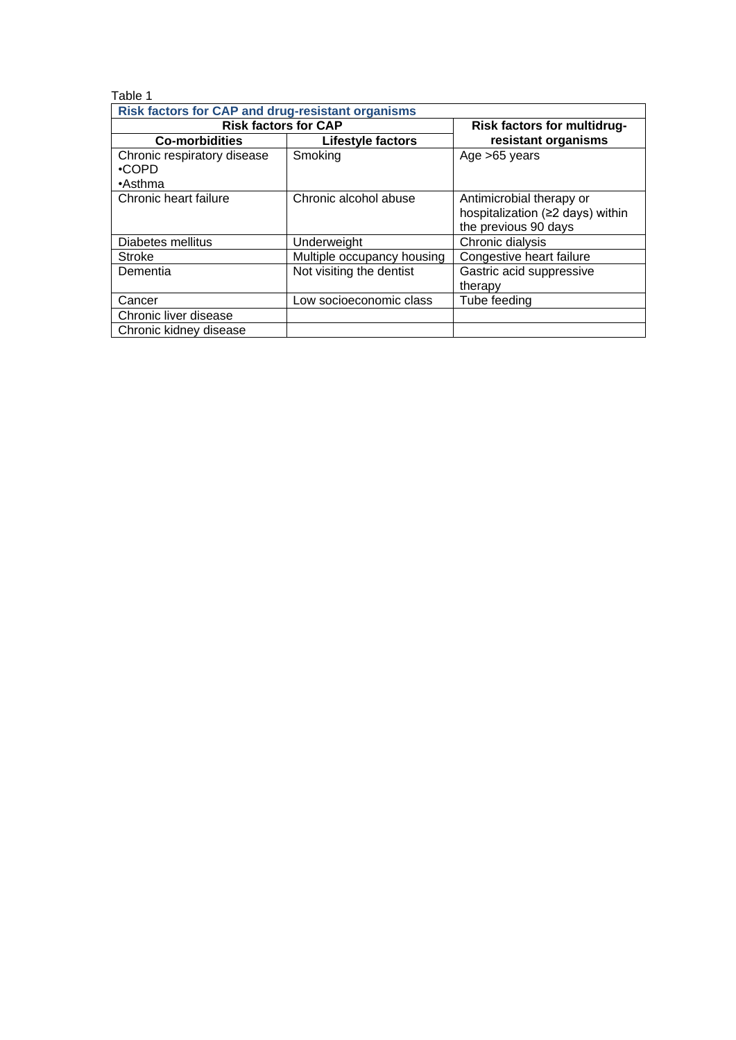Table 1

| Risk factors for CAP and drug-resistant organisms | | |
|---|---|---|
| **Risk factors for CAP** | | **Risk factors for multidrug-resistant organisms** |
| **Co-morbidities** | **Lifestyle factors** | |
| Chronic respiratory disease<br>•COPD<br>•Asthma | Smoking | Age >65 years |
| Chronic heart failure | Chronic alcohol abuse | Antimicrobial therapy or hospitalization (≥2 days) within the previous 90 days |
| Diabetes mellitus | Underweight | Chronic dialysis |
| Stroke | Multiple occupancy housing | Congestive heart failure |
| Dementia | Not visiting the dentist | Gastric acid suppressive therapy |
| Cancer | Low socioeconomic class | Tube feeding |
| Chronic liver disease | | |
| Chronic kidney disease | | |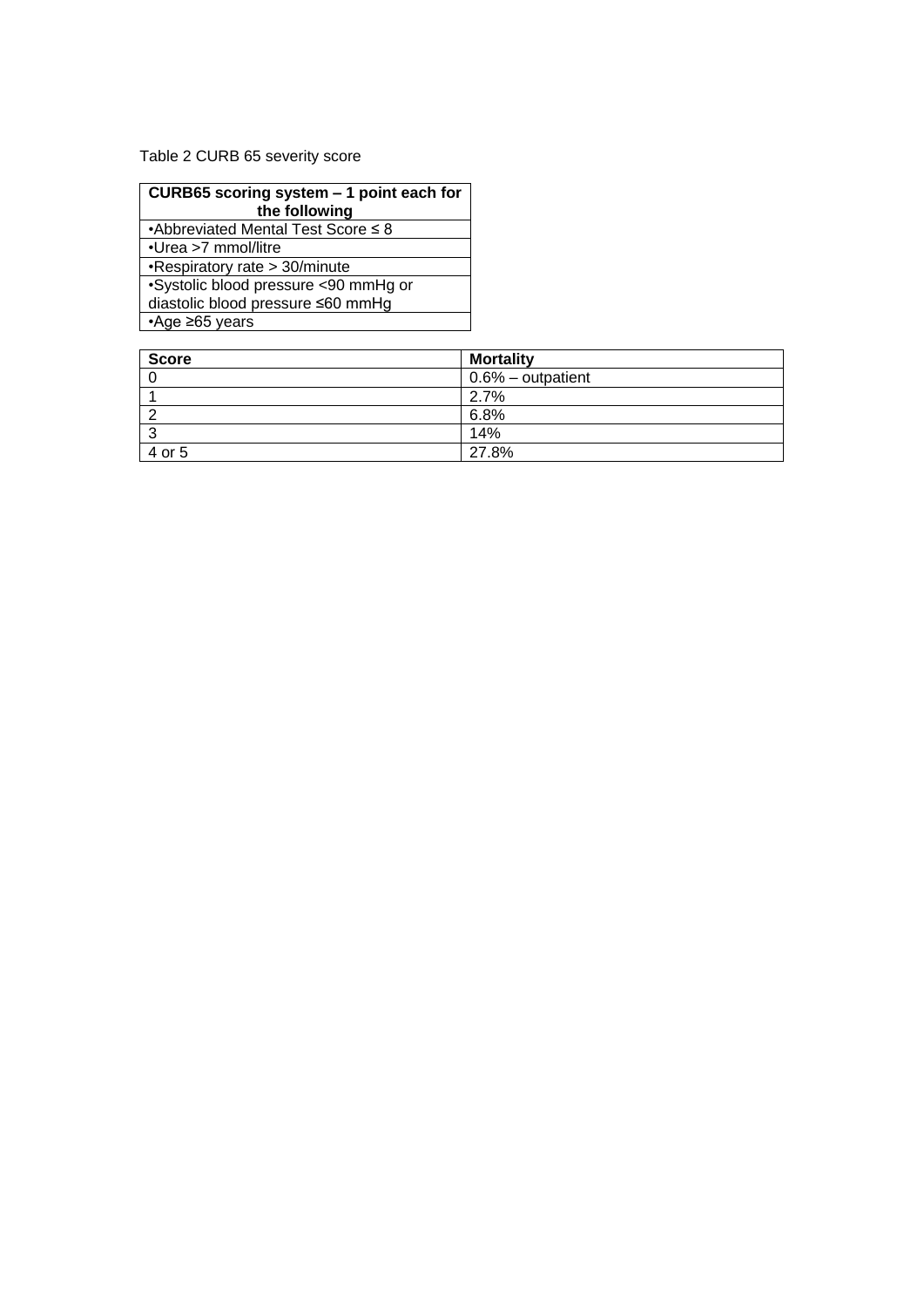Table 2 CURB 65 severity score

| CURB65 scoring system – 1 point each for the following |
| --- |
| •Abbreviated Mental Test Score ≤ 8 |
| •Urea >7 mmol/litre |
| •Respiratory rate > 30/minute |
| •Systolic blood pressure <90 mmHg or diastolic blood pressure ≤60 mmHg |
| •Age ≥65 years |

| Score | Mortality |
| --- | --- |
| 0 | 0.6% – outpatient |
| 1 | 2.7% |
| 2 | 6.8% |
| 3 | 14% |
| 4 or 5 | 27.8% |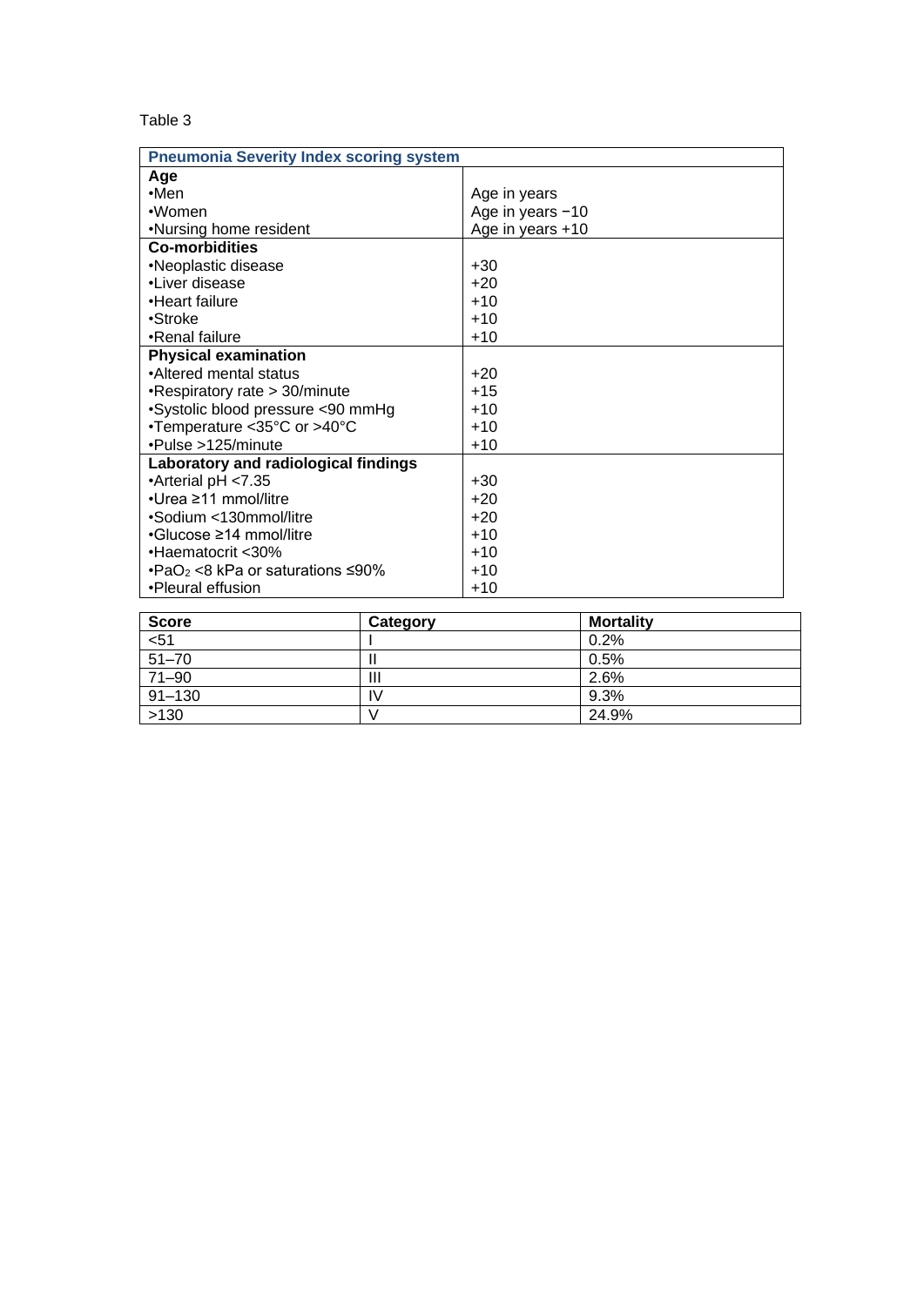Table 3

| Pneumonia Severity Index scoring system | |
|---|---|
| **Age** | |
| •Men | Age in years |
| •Women | Age in years −10 |
| •Nursing home resident | Age in years +10 |
| **Co-morbidities** | |
| •Neoplastic disease | +30 |
| •Liver disease | +20 |
| •Heart failure | +10 |
| •Stroke | +10 |
| •Renal failure | +10 |
| **Physical examination** | |
| •Altered mental status | +20 |
| •Respiratory rate > 30/minute | +15 |
| •Systolic blood pressure <90 mmHg | +10 |
| •Temperature <35°C or >40°C | +10 |
| •Pulse >125/minute | +10 |
| **Laboratory and radiological findings** | |
| •Arterial pH <7.35 | +30 |
| •Urea ≥11 mmol/litre | +20 |
| •Sodium <130mmol/litre | +20 |
| •Glucose ≥14 mmol/litre | +10 |
| •Haematocrit <30% | +10 |
| •$PaO_2$ <8 kPa or saturations ≤90% | +10 |
| •Pleural effusion | +10 |

| Score | Category | Mortality |
|---|---|---|
| <51 | I | 0.2% |
| 51–70 | II | 0.5% |
| 71–90 | III | 2.6% |
| 91–130 | IV | 9.3% |
| >130 | V | 24.9% |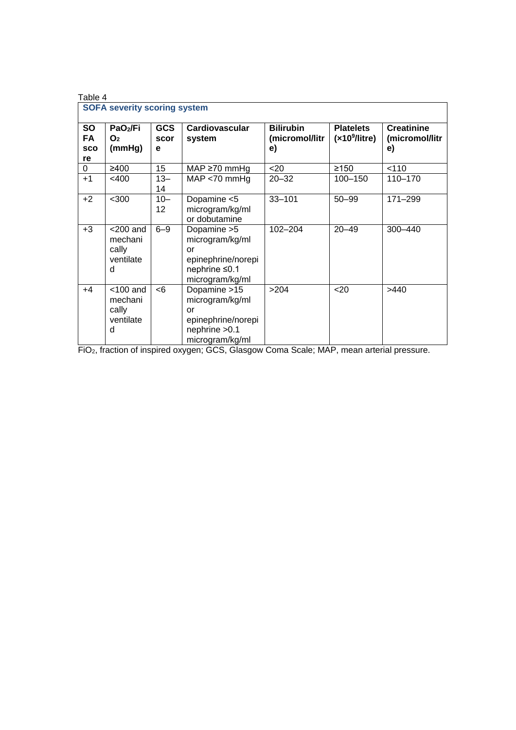Table 4

**SOFA severity scoring system**

| SOFA score | $PaO_2/FiO_2$ (mmHg) | GCS score | Cardiovascular system | Bilirubin (micromol/litre) | Platelets ($\times 10^9$/litre) | Creatinine (micromol/litre) |
|---|---|---|---|---|---|---|
| 0 | ≥400 | 15 | MAP ≥70 mmHg | <20 | ≥150 | <110 |
| +1 | <400 | 13–14 | MAP <70 mmHg | 20–32 | 100–150 | 110–170 |
| +2 | <300 | 10–12 | Dopamine <5 microgram/kg/ml or dobutamine | 33–101 | 50–99 | 171–299 |
| +3 | <200 and mechanically ventilated | 6–9 | Dopamine >5 microgram/kg/ml or epinephrine/norepinephrine ≤0.1 microgram/kg/ml | 102–204 | 20–49 | 300–440 |
| +4 | <100 and mechanically ventilated | <6 | Dopamine >15 microgram/kg/ml or epinephrine/norepinephrine >0.1 microgram/kg/ml | >204 | <20 | >440 |

$FiO_2$, fraction of inspired oxygen; GCS, Glasgow Coma Scale; MAP, mean arterial pressure.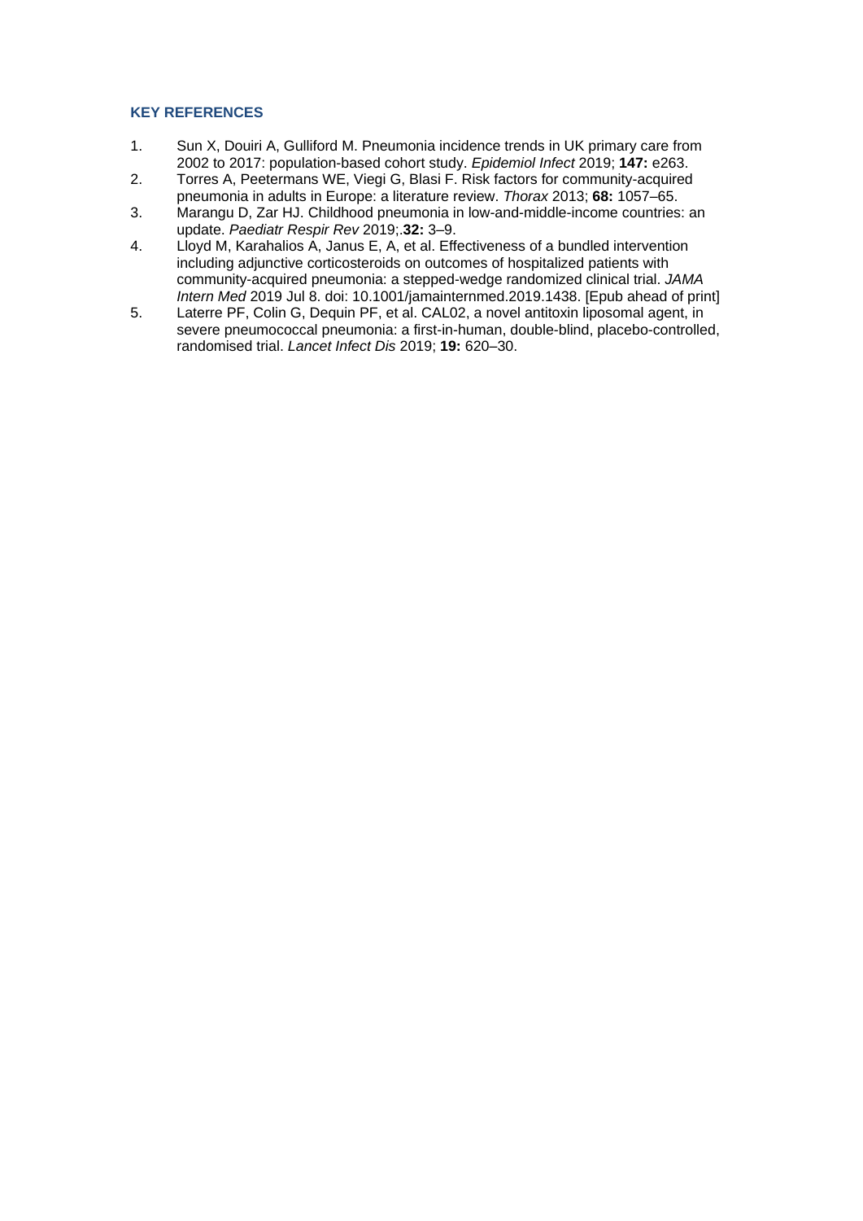## KEY REFERENCES

1. Sun X, Douiri A, Gulliford M. Pneumonia incidence trends in UK primary care from 2002 to 2017: population-based cohort study. *Epidemiol Infect* 2019; **147:** e263.
2. Torres A, Peetermans WE, Viegi G, Blasi F. Risk factors for community-acquired pneumonia in adults in Europe: a literature review. *Thorax* 2013; **68:** 1057–65.
3. Marangu D, Zar HJ. Childhood pneumonia in low-and-middle-income countries: an update. *Paediatr Respir Rev* 2019;.**32:** 3–9.
4. Lloyd M, Karahalios A, Janus E, A, et al. Effectiveness of a bundled intervention including adjunctive corticosteroids on outcomes of hospitalized patients with community-acquired pneumonia: a stepped-wedge randomized clinical trial. *JAMA Intern Med* 2019 Jul 8. doi: 10.1001/jamainternmed.2019.1438. [Epub ahead of print]
5. Laterre PF, Colin G, Dequin PF, et al. CAL02, a novel antitoxin liposomal agent, in severe pneumococcal pneumonia: a first-in-human, double-blind, placebo-controlled, randomised trial. *Lancet Infect Dis* 2019; **19:** 620–30.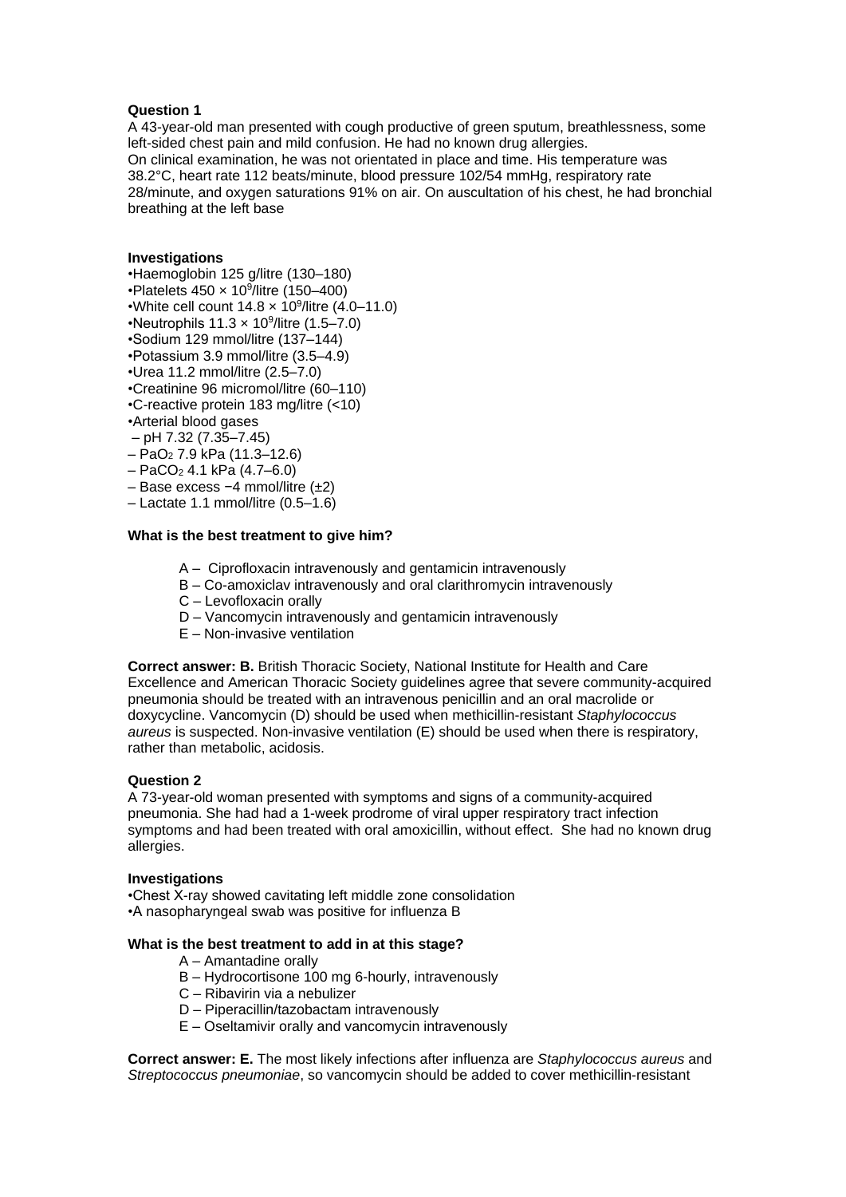**Question 1**

A 43-year-old man presented with cough productive of green sputum, breathlessness, some left-sided chest pain and mild confusion. He had no known drug allergies.
On clinical examination, he was not orientated in place and time. His temperature was 38.2°C, heart rate 112 beats/minute, blood pressure 102/54 mmHg, respiratory rate 28/minute, and oxygen saturations 91% on air. On auscultation of his chest, he had bronchial breathing at the left base

**Investigations**

•Haemoglobin 125 g/litre (130–180)
•Platelets 450 × $10^9$/litre (150–400)
•White cell count 14.8 × $10^9$/litre (4.0–11.0)
•Neutrophils 11.3 × $10^9$/litre (1.5–7.0)
•Sodium 129 mmol/litre (137–144)
•Potassium 3.9 mmol/litre (3.5–4.9)
•Urea 11.2 mmol/litre (2.5–7.0)
•Creatinine 96 micromol/litre (60–110)
•C-reactive protein 183 mg/litre (<10)
•Arterial blood gases
– pH 7.32 (7.35–7.45)
– $PaO_2$ 7.9 kPa (11.3–12.6)
– $PaCO_2$ 4.1 kPa (4.7–6.0)
– Base excess −4 mmol/litre (±2)
– Lactate 1.1 mmol/litre (0.5–1.6)

**What is the best treatment to give him?**

A – Ciprofloxacin intravenously and gentamicin intravenously
B – Co-amoxiclav intravenously and oral clarithromycin intravenously
C – Levofloxacin orally
D – Vancomycin intravenously and gentamicin intravenously
E – Non-invasive ventilation

**Correct answer: B.** British Thoracic Society, National Institute for Health and Care Excellence and American Thoracic Society guidelines agree that severe community-acquired pneumonia should be treated with an intravenous penicillin and an oral macrolide or doxycycline. Vancomycin (D) should be used when methicillin-resistant *Staphylococcus aureus* is suspected. Non-invasive ventilation (E) should be used when there is respiratory, rather than metabolic, acidosis.

**Question 2**

A 73-year-old woman presented with symptoms and signs of a community-acquired pneumonia. She had had a 1-week prodrome of viral upper respiratory tract infection symptoms and had been treated with oral amoxicillin, without effect. She had no known drug allergies.

**Investigations**

•Chest X-ray showed cavitating left middle zone consolidation
•A nasopharyngeal swab was positive for influenza B

**What is the best treatment to add in at this stage?**

A – Amantadine orally
B – Hydrocortisone 100 mg 6-hourly, intravenously
C – Ribavirin via a nebulizer
D – Piperacillin/tazobactam intravenously
E – Oseltamivir orally and vancomycin intravenously

**Correct answer: E.** The most likely infections after influenza are *Staphylococcus aureus* and *Streptococcus pneumoniae*, so vancomycin should be added to cover methicillin-resistant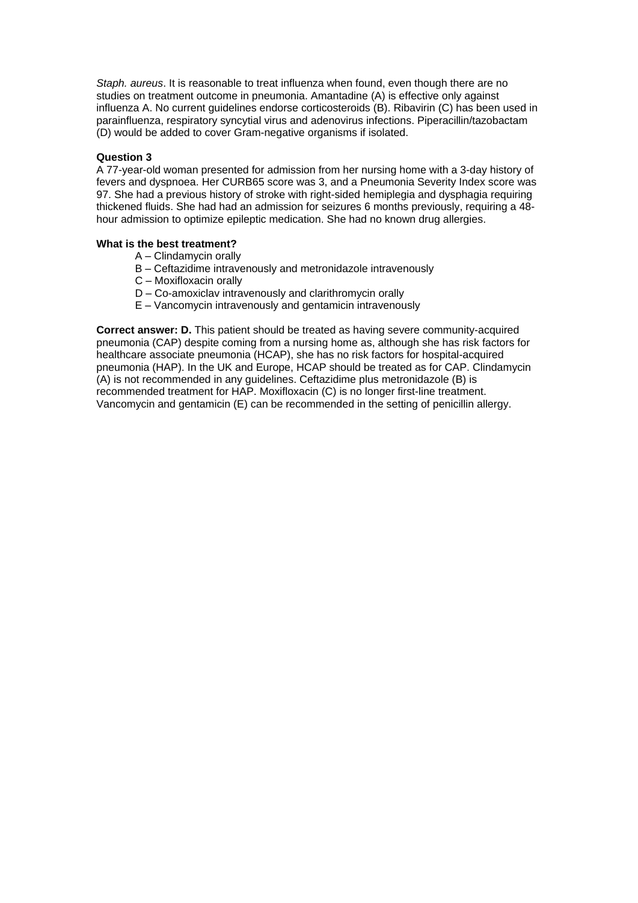*Staph. aureus*. It is reasonable to treat influenza when found, even though there are no studies on treatment outcome in pneumonia. Amantadine (A) is effective only against influenza A. No current guidelines endorse corticosteroids (B). Ribavirin (C) has been used in parainfluenza, respiratory syncytial virus and adenovirus infections. Piperacillin/tazobactam (D) would be added to cover Gram-negative organisms if isolated.

**Question 3**

A 77-year-old woman presented for admission from her nursing home with a 3-day history of fevers and dyspnoea. Her CURB65 score was 3, and a Pneumonia Severity Index score was 97. She had a previous history of stroke with right-sided hemiplegia and dysphagia requiring thickened fluids. She had had an admission for seizures 6 months previously, requiring a 48-hour admission to optimize epileptic medication. She had no known drug allergies.

**What is the best treatment?**

- A – Clindamycin orally
- B – Ceftazidime intravenously and metronidazole intravenously
- C – Moxifloxacin orally
- D – Co-amoxiclav intravenously and clarithromycin orally
- E – Vancomycin intravenously and gentamicin intravenously

**Correct answer: D.** This patient should be treated as having severe community-acquired pneumonia (CAP) despite coming from a nursing home as, although she has risk factors for healthcare associate pneumonia (HCAP), she has no risk factors for hospital-acquired pneumonia (HAP). In the UK and Europe, HCAP should be treated as for CAP. Clindamycin (A) is not recommended in any guidelines. Ceftazidime plus metronidazole (B) is recommended treatment for HAP. Moxifloxacin (C) is no longer first-line treatment. Vancomycin and gentamicin (E) can be recommended in the setting of penicillin allergy.